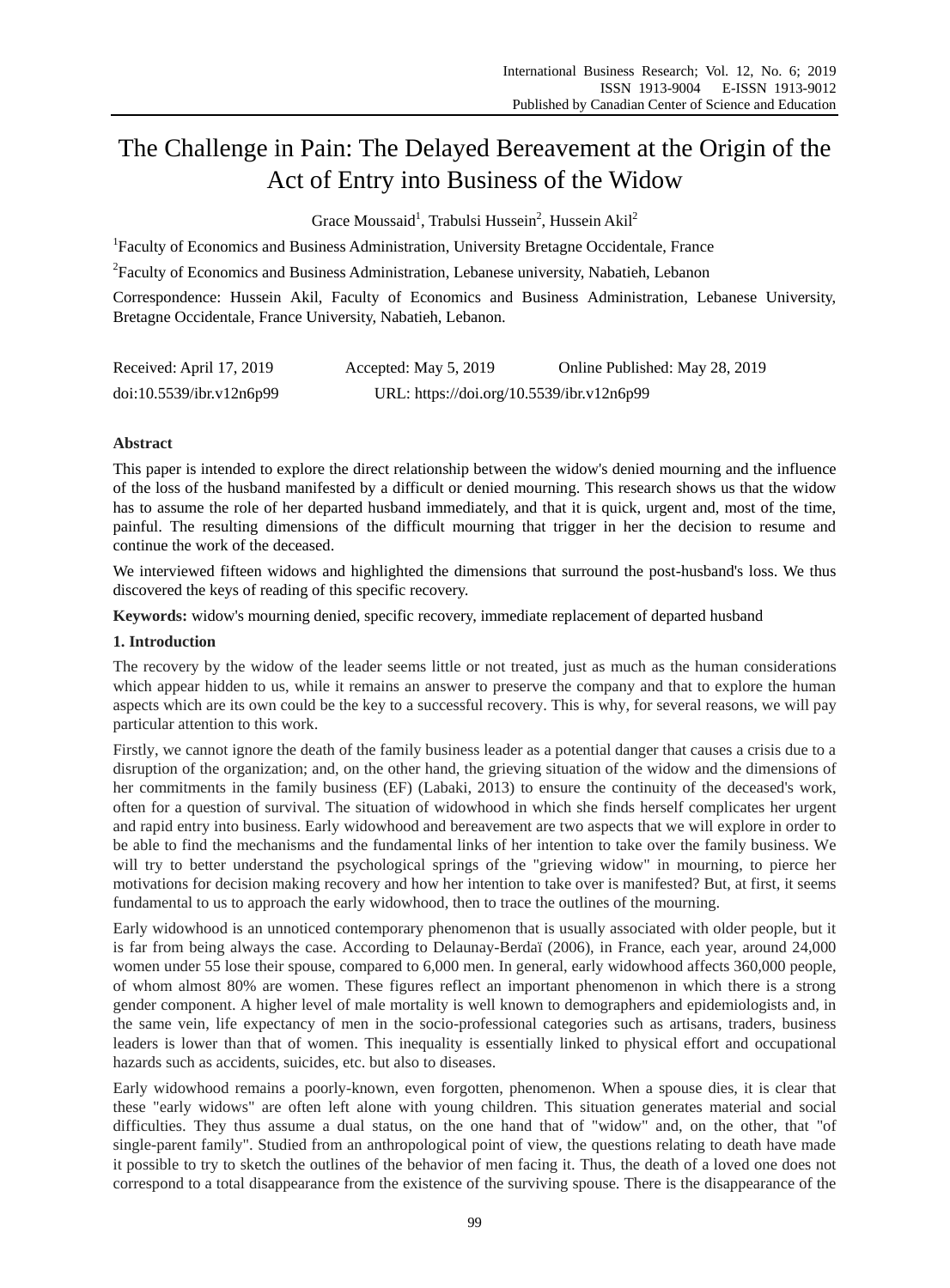# The Challenge in Pain: The Delayed Bereavement at the Origin of the Act of Entry into Business of the Widow

Grace Moussaid[1], Trabulsi Hussein[2], Hussein Akil[2]

[1]Faculty of Economics and Business Administration, University Bretagne Occidentale, France

[2]Faculty of Economics and Business Administration, Lebanese university, Nabatieh, Lebanon

Correspondence: Hussein Akil, Faculty of Economics and Business Administration, Lebanese University, Bretagne Occidentale, France University, Nabatieh, Lebanon.

Received: April 17, 2019 Accepted: May 5, 2019 Online Published: May 28, 2019

doi:10.5539/ibr.v12n6p99 URL: https://doi.org/10.5539/ibr.v12n6p99

**Abstract**

This paper is intended to explore the direct relationship between the widow's denied mourning and the influence of the loss of the husband manifested by a difficult or denied mourning. This research shows us that the widow has to assume the role of her departed husband immediately, and that it is quick, urgent and, most of the time, painful. The resulting dimensions of the difficult mourning that trigger in her the decision to resume and continue the work of the deceased.

We interviewed fifteen widows and highlighted the dimensions that surround the post-husband's loss. We thus discovered the keys of reading of this specific recovery.

**Keywords:** widow's mourning denied, specific recovery, immediate replacement of departed husband

## 1. Introduction

The recovery by the widow of the leader seems little or not treated, just as much as the human considerations which appear hidden to us, while it remains an answer to preserve the company and that to explore the human aspects which are its own could be the key to a successful recovery. This is why, for several reasons, we will pay particular attention to this work.

Firstly, we cannot ignore the death of the family business leader as a potential danger that causes a crisis due to a disruption of the organization; and, on the other hand, the grieving situation of the widow and the dimensions of her commitments in the family business (EF) (Labaki, 2013) to ensure the continuity of the deceased's work, often for a question of survival. The situation of widowhood in which she finds herself complicates her urgent and rapid entry into business. Early widowhood and bereavement are two aspects that we will explore in order to be able to find the mechanisms and the fundamental links of her intention to take over the family business. We will try to better understand the psychological springs of the "grieving widow" in mourning, to pierce her motivations for decision making recovery and how her intention to take over is manifested? But, at first, it seems fundamental to us to approach the early widowhood, then to trace the outlines of the mourning.

Early widowhood is an unnoticed contemporary phenomenon that is usually associated with older people, but it is far from being always the case. According to Delaunay-Berdaï (2006), in France, each year, around 24,000 women under 55 lose their spouse, compared to 6,000 men. In general, early widowhood affects 360,000 people, of whom almost 80% are women. These figures reflect an important phenomenon in which there is a strong gender component. A higher level of male mortality is well known to demographers and epidemiologists and, in the same vein, life expectancy of men in the socio-professional categories such as artisans, traders, business leaders is lower than that of women. This inequality is essentially linked to physical effort and occupational hazards such as accidents, suicides, etc. but also to diseases.

Early widowhood remains a poorly-known, even forgotten, phenomenon. When a spouse dies, it is clear that these "early widows" are often left alone with young children. This situation generates material and social difficulties. They thus assume a dual status, on the one hand that of "widow" and, on the other, that "of single-parent family". Studied from an anthropological point of view, the questions relating to death have made it possible to try to sketch the outlines of the behavior of men facing it. Thus, the death of a loved one does not correspond to a total disappearance from the existence of the surviving spouse. There is the disappearance of the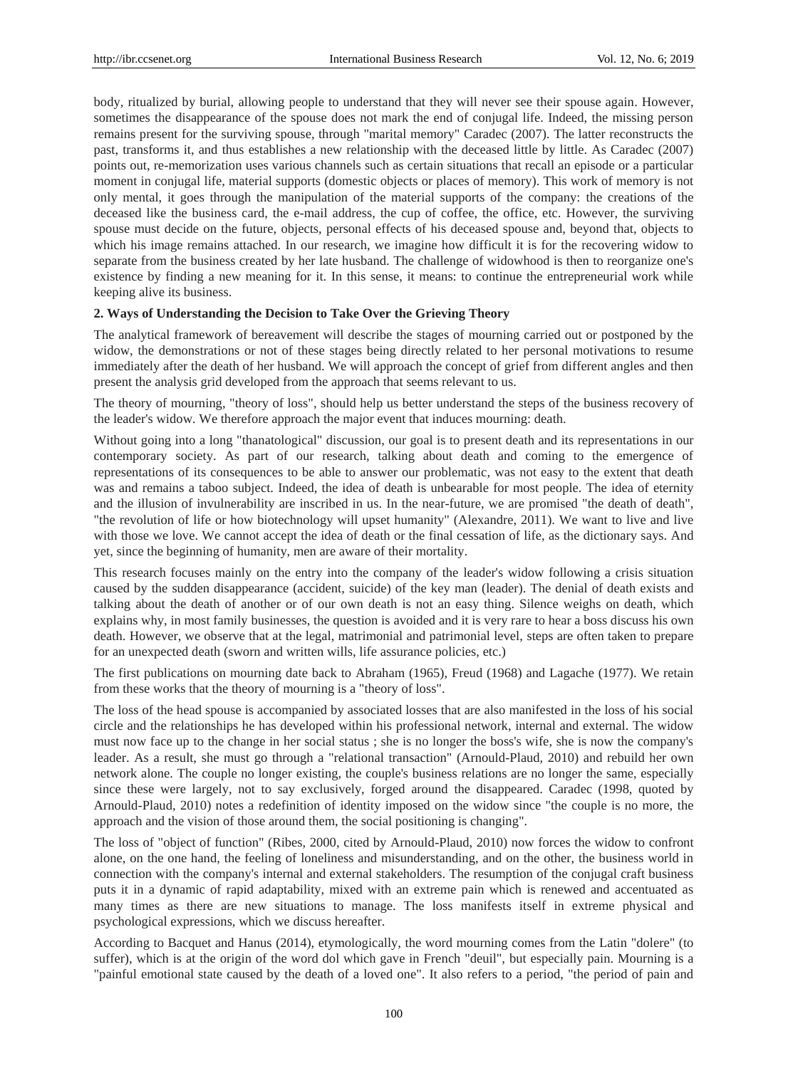body, ritualized by burial, allowing people to understand that they will never see their spouse again. However, sometimes the disappearance of the spouse does not mark the end of conjugal life. Indeed, the missing person remains present for the surviving spouse, through "marital memory" Caradec (2007). The latter reconstructs the past, transforms it, and thus establishes a new relationship with the deceased little by little. As Caradec (2007) points out, re-memorization uses various channels such as certain situations that recall an episode or a particular moment in conjugal life, material supports (domestic objects or places of memory). This work of memory is not only mental, it goes through the manipulation of the material supports of the company: the creations of the deceased like the business card, the e-mail address, the cup of coffee, the office, etc. However, the surviving spouse must decide on the future, objects, personal effects of his deceased spouse and, beyond that, objects to which his image remains attached. In our research, we imagine how difficult it is for the recovering widow to separate from the business created by her late husband. The challenge of widowhood is then to reorganize one's existence by finding a new meaning for it. In this sense, it means: to continue the entrepreneurial work while keeping alive its business.

## 2. Ways of Understanding the Decision to Take Over the Grieving Theory

The analytical framework of bereavement will describe the stages of mourning carried out or postponed by the widow, the demonstrations or not of these stages being directly related to her personal motivations to resume immediately after the death of her husband. We will approach the concept of grief from different angles and then present the analysis grid developed from the approach that seems relevant to us.

The theory of mourning, "theory of loss", should help us better understand the steps of the business recovery of the leader's widow. We therefore approach the major event that induces mourning: death.

Without going into a long "thanatological" discussion, our goal is to present death and its representations in our contemporary society. As part of our research, talking about death and coming to the emergence of representations of its consequences to be able to answer our problematic, was not easy to the extent that death was and remains a taboo subject. Indeed, the idea of death is unbearable for most people. The idea of eternity and the illusion of invulnerability are inscribed in us. In the near-future, we are promised "the death of death", "the revolution of life or how biotechnology will upset humanity" (Alexandre, 2011). We want to live and live with those we love. We cannot accept the idea of death or the final cessation of life, as the dictionary says. And yet, since the beginning of humanity, men are aware of their mortality.

This research focuses mainly on the entry into the company of the leader's widow following a crisis situation caused by the sudden disappearance (accident, suicide) of the key man (leader). The denial of death exists and talking about the death of another or of our own death is not an easy thing. Silence weighs on death, which explains why, in most family businesses, the question is avoided and it is very rare to hear a boss discuss his own death. However, we observe that at the legal, matrimonial and patrimonial level, steps are often taken to prepare for an unexpected death (sworn and written wills, life assurance policies, etc.)

The first publications on mourning date back to Abraham (1965), Freud (1968) and Lagache (1977). We retain from these works that the theory of mourning is a "theory of loss".

The loss of the head spouse is accompanied by associated losses that are also manifested in the loss of his social circle and the relationships he has developed within his professional network, internal and external. The widow must now face up to the change in her social status ; she is no longer the boss's wife, she is now the company's leader. As a result, she must go through a "relational transaction" (Arnould-Plaud, 2010) and rebuild her own network alone. The couple no longer existing, the couple's business relations are no longer the same, especially since these were largely, not to say exclusively, forged around the disappeared. Caradec (1998, quoted by Arnould-Plaud, 2010) notes a redefinition of identity imposed on the widow since "the couple is no more, the approach and the vision of those around them, the social positioning is changing".

The loss of "object of function" (Ribes, 2000, cited by Arnould-Plaud, 2010) now forces the widow to confront alone, on the one hand, the feeling of loneliness and misunderstanding, and on the other, the business world in connection with the company's internal and external stakeholders. The resumption of the conjugal craft business puts it in a dynamic of rapid adaptability, mixed with an extreme pain which is renewed and accentuated as many times as there are new situations to manage. The loss manifests itself in extreme physical and psychological expressions, which we discuss hereafter.

According to Bacquet and Hanus (2014), etymologically, the word mourning comes from the Latin "dolere" (to suffer), which is at the origin of the word dol which gave in French "deuil", but especially pain. Mourning is a "painful emotional state caused by the death of a loved one". It also refers to a period, "the period of pain and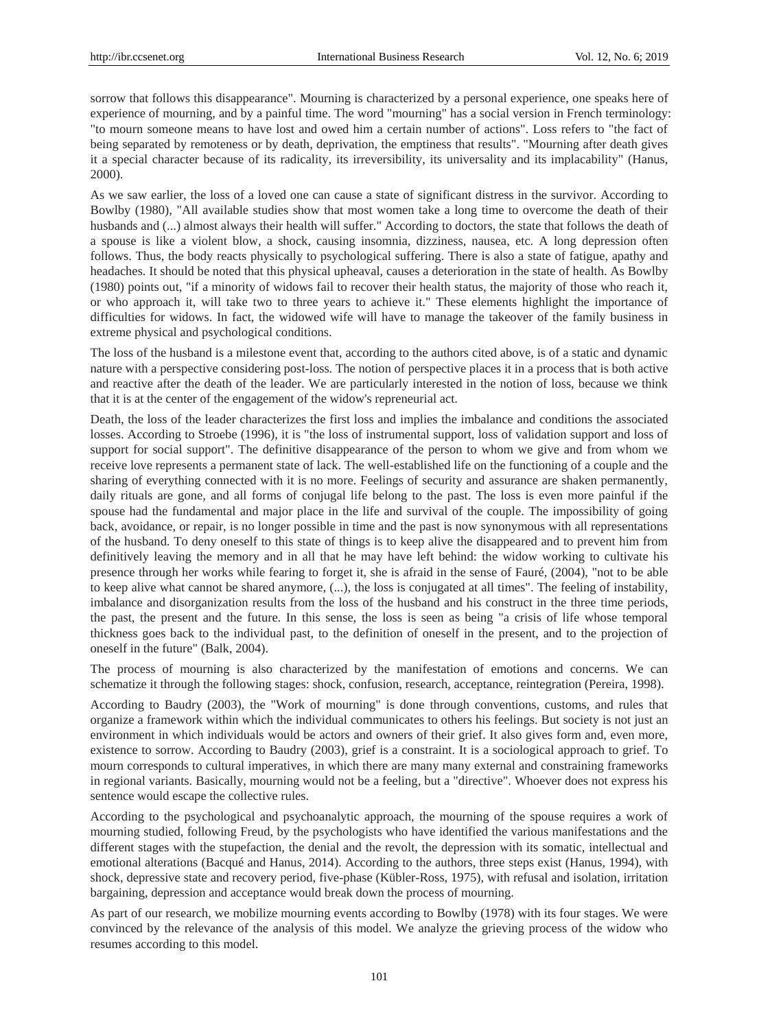sorrow that follows this disappearance". Mourning is characterized by a personal experience, one speaks here of experience of mourning, and by a painful time. The word "mourning" has a social version in French terminology: "to mourn someone means to have lost and owed him a certain number of actions". Loss refers to "the fact of being separated by remoteness or by death, deprivation, the emptiness that results". "Mourning after death gives it a special character because of its radicality, its irreversibility, its universality and its implacability" (Hanus, 2000).

As we saw earlier, the loss of a loved one can cause a state of significant distress in the survivor. According to Bowlby (1980), "All available studies show that most women take a long time to overcome the death of their husbands and (...) almost always their health will suffer." According to doctors, the state that follows the death of a spouse is like a violent blow, a shock, causing insomnia, dizziness, nausea, etc. A long depression often follows. Thus, the body reacts physically to psychological suffering. There is also a state of fatigue, apathy and headaches. It should be noted that this physical upheaval, causes a deterioration in the state of health. As Bowlby (1980) points out, "if a minority of widows fail to recover their health status, the majority of those who reach it, or who approach it, will take two to three years to achieve it." These elements highlight the importance of difficulties for widows. In fact, the widowed wife will have to manage the takeover of the family business in extreme physical and psychological conditions.

The loss of the husband is a milestone event that, according to the authors cited above, is of a static and dynamic nature with a perspective considering post-loss. The notion of perspective places it in a process that is both active and reactive after the death of the leader. We are particularly interested in the notion of loss, because we think that it is at the center of the engagement of the widow's repreneurial act.

Death, the loss of the leader characterizes the first loss and implies the imbalance and conditions the associated losses. According to Stroebe (1996), it is "the loss of instrumental support, loss of validation support and loss of support for social support". The definitive disappearance of the person to whom we give and from whom we receive love represents a permanent state of lack. The well-established life on the functioning of a couple and the sharing of everything connected with it is no more. Feelings of security and assurance are shaken permanently, daily rituals are gone, and all forms of conjugal life belong to the past. The loss is even more painful if the spouse had the fundamental and major place in the life and survival of the couple. The impossibility of going back, avoidance, or repair, is no longer possible in time and the past is now synonymous with all representations of the husband. To deny oneself to this state of things is to keep alive the disappeared and to prevent him from definitively leaving the memory and in all that he may have left behind: the widow working to cultivate his presence through her works while fearing to forget it, she is afraid in the sense of Fauré, (2004), "not to be able to keep alive what cannot be shared anymore, (...), the loss is conjugated at all times". The feeling of instability, imbalance and disorganization results from the loss of the husband and his construct in the three time periods, the past, the present and the future. In this sense, the loss is seen as being "a crisis of life whose temporal thickness goes back to the individual past, to the definition of oneself in the present, and to the projection of oneself in the future" (Balk, 2004).

The process of mourning is also characterized by the manifestation of emotions and concerns. We can schematize it through the following stages: shock, confusion, research, acceptance, reintegration (Pereira, 1998).

According to Baudry (2003), the "Work of mourning" is done through conventions, customs, and rules that organize a framework within which the individual communicates to others his feelings. But society is not just an environment in which individuals would be actors and owners of their grief. It also gives form and, even more, existence to sorrow. According to Baudry (2003), grief is a constraint. It is a sociological approach to grief. To mourn corresponds to cultural imperatives, in which there are many many external and constraining frameworks in regional variants. Basically, mourning would not be a feeling, but a "directive". Whoever does not express his sentence would escape the collective rules.

According to the psychological and psychoanalytic approach, the mourning of the spouse requires a work of mourning studied, following Freud, by the psychologists who have identified the various manifestations and the different stages with the stupefaction, the denial and the revolt, the depression with its somatic, intellectual and emotional alterations (Bacqué and Hanus, 2014). According to the authors, three steps exist (Hanus, 1994), with shock, depressive state and recovery period, five-phase (Kübler-Ross, 1975), with refusal and isolation, irritation bargaining, depression and acceptance would break down the process of mourning.

As part of our research, we mobilize mourning events according to Bowlby (1978) with its four stages. We were convinced by the relevance of the analysis of this model. We analyze the grieving process of the widow who resumes according to this model.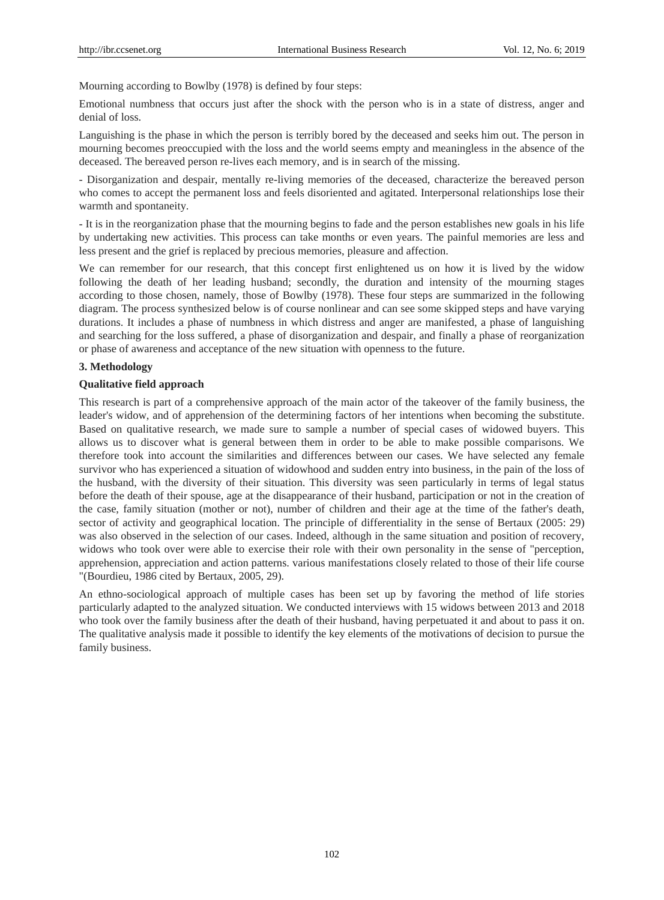Mourning according to Bowlby (1978) is defined by four steps:

Emotional numbness that occurs just after the shock with the person who is in a state of distress, anger and denial of loss.

Languishing is the phase in which the person is terribly bored by the deceased and seeks him out. The person in mourning becomes preoccupied with the loss and the world seems empty and meaningless in the absence of the deceased. The bereaved person re-lives each memory, and is in search of the missing.

- Disorganization and despair, mentally re-living memories of the deceased, characterize the bereaved person who comes to accept the permanent loss and feels disoriented and agitated. Interpersonal relationships lose their warmth and spontaneity.

- It is in the reorganization phase that the mourning begins to fade and the person establishes new goals in his life by undertaking new activities. This process can take months or even years. The painful memories are less and less present and the grief is replaced by precious memories, pleasure and affection.

We can remember for our research, that this concept first enlightened us on how it is lived by the widow following the death of her leading husband; secondly, the duration and intensity of the mourning stages according to those chosen, namely, those of Bowlby (1978). These four steps are summarized in the following diagram. The process synthesized below is of course nonlinear and can see some skipped steps and have varying durations. It includes a phase of numbness in which distress and anger are manifested, a phase of languishing and searching for the loss suffered, a phase of disorganization and despair, and finally a phase of reorganization or phase of awareness and acceptance of the new situation with openness to the future.

## 3. Methodology

### Qualitative field approach

This research is part of a comprehensive approach of the main actor of the takeover of the family business, the leader's widow, and of apprehension of the determining factors of her intentions when becoming the substitute. Based on qualitative research, we made sure to sample a number of special cases of widowed buyers. This allows us to discover what is general between them in order to be able to make possible comparisons. We therefore took into account the similarities and differences between our cases. We have selected any female survivor who has experienced a situation of widowhood and sudden entry into business, in the pain of the loss of the husband, with the diversity of their situation. This diversity was seen particularly in terms of legal status before the death of their spouse, age at the disappearance of their husband, participation or not in the creation of the case, family situation (mother or not), number of children and their age at the time of the father's death, sector of activity and geographical location. The principle of differentiality in the sense of Bertaux (2005: 29) was also observed in the selection of our cases. Indeed, although in the same situation and position of recovery, widows who took over were able to exercise their role with their own personality in the sense of "perception, apprehension, appreciation and action patterns. various manifestations closely related to those of their life course "(Bourdieu, 1986 cited by Bertaux, 2005, 29).

An ethno-sociological approach of multiple cases has been set up by favoring the method of life stories particularly adapted to the analyzed situation. We conducted interviews with 15 widows between 2013 and 2018 who took over the family business after the death of their husband, having perpetuated it and about to pass it on. The qualitative analysis made it possible to identify the key elements of the motivations of decision to pursue the family business.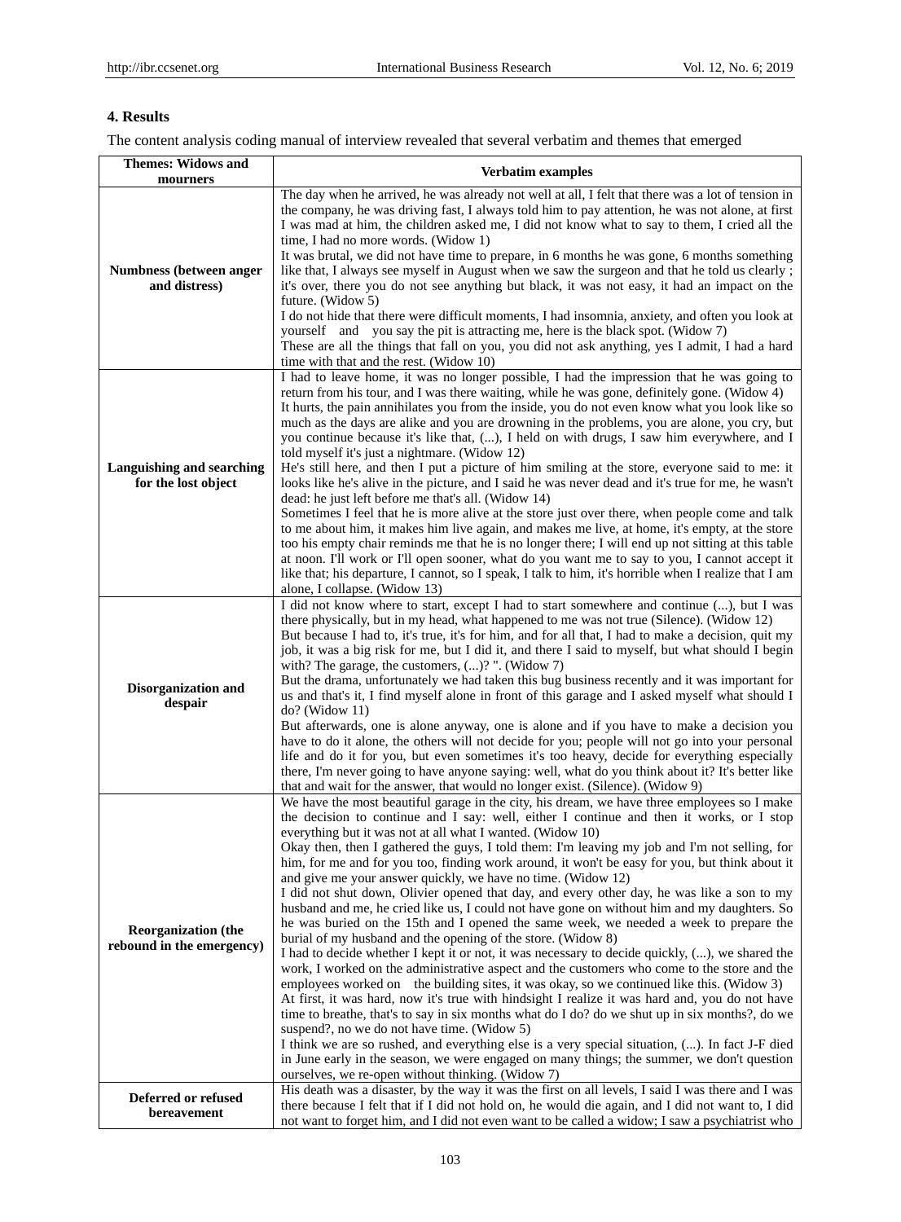## 4. Results

The content analysis coding manual of interview revealed that several verbatim and themes that emerged

| Themes: Widows and mourners | Verbatim examples |
|---|---|
| **Numbness (between anger and distress)** | The day when he arrived, he was already not well at all, I felt that there was a lot of tension in the company, he was driving fast, I always told him to pay attention, he was not alone, at first I was mad at him, the children asked me, I did not know what to say to them, I cried all the time, I had no more words. (Widow 1) It was brutal, we did not have time to prepare, in 6 months he was gone, 6 months something like that, I always see myself in August when we saw the surgeon and that he told us clearly ; it's over, there you do not see anything but black, it was not easy, it had an impact on the future. (Widow 5) I do not hide that there were difficult moments, I had insomnia, anxiety, and often you look at yourself and you say the pit is attracting me, here is the black spot. (Widow 7) These are all the things that fall on you, you did not ask anything, yes I admit, I had a hard time with that and the rest. (Widow 10) |
| **Languishing and searching for the lost object** | I had to leave home, it was no longer possible, I had the impression that he was going to return from his tour, and I was there waiting, while he was gone, definitely gone. (Widow 4) It hurts, the pain annihilates you from the inside, you do not even know what you look like so much as the days are alike and you are drowning in the problems, you are alone, you cry, but you continue because it's like that, (...), I held on with drugs, I saw him everywhere, and I told myself it's just a nightmare. (Widow 12) He's still here, and then I put a picture of him smiling at the store, everyone said to me: it looks like he's alive in the picture, and I said he was never dead and it's true for me, he wasn't dead: he just left before me that's all. (Widow 14) Sometimes I feel that he is more alive at the store just over there, when people come and talk to me about him, it makes him live again, and makes me live, at home, it's empty, at the store too his empty chair reminds me that he is no longer there; I will end up not sitting at this table at noon. I'll work or I'll open sooner, what do you want me to say to you, I cannot accept it like that; his departure, I cannot, so I speak, I talk to him, it's horrible when I realize that I am alone, I collapse. (Widow 13) |
| **Disorganization and despair** | I did not know where to start, except I had to start somewhere and continue (...), but I was there physically, but in my head, what happened to me was not true (Silence). (Widow 12) But because I had to, it's true, it's for him, and for all that, I had to make a decision, quit my job, it was a big risk for me, but I did it, and there I said to myself, but what should I begin with? The garage, the customers, (...)? ". (Widow 7) But the drama, unfortunately we had taken this bug business recently and it was important for us and that's it, I find myself alone in front of this garage and I asked myself what should I do? (Widow 11) But afterwards, one is alone anyway, one is alone and if you have to make a decision you have to do it alone, the others will not decide for you; people will not go into your personal life and do it for you, but even sometimes it's too heavy, decide for everything especially there, I'm never going to have anyone saying: well, what do you think about it? It's better like that and wait for the answer, that would no longer exist. (Silence). (Widow 9) |
| **Reorganization (the rebound in the emergency)** | We have the most beautiful garage in the city, his dream, we have three employees so I make the decision to continue and I say: well, either I continue and then it works, or I stop everything but it was not at all what I wanted. (Widow 10) Okay then, then I gathered the guys, I told them: I'm leaving my job and I'm not selling, for him, for me and for you too, finding work around, it won't be easy for you, but think about it and give me your answer quickly, we have no time. (Widow 12) I did not shut down, Olivier opened that day, and every other day, he was like a son to my husband and me, he cried like us, I could not have gone on without him and my daughters. So he was buried on the 15th and I opened the same week, we needed a week to prepare the burial of my husband and the opening of the store. (Widow 8) I had to decide whether I kept it or not, it was necessary to decide quickly, (...), we shared the work, I worked on the administrative aspect and the customers who come to the store and the employees worked on the building sites, it was okay, so we continued like this. (Widow 3) At first, it was hard, now it's true with hindsight I realize it was hard and, you do not have time to breathe, that's to say in six months what do I do? do we shut up in six months?, do we suspend?, no we do not have time. (Widow 5) I think we are so rushed, and everything else is a very special situation, (...). In fact J-F died in June early in the season, we were engaged on many things; the summer, we don't question ourselves, we re-open without thinking. (Widow 7) |
| **Deferred or refused bereavement** | His death was a disaster, by the way it was the first on all levels, I said I was there and I was there because I felt that if I did not hold on, he would die again, and I did not want to, I did not want to forget him, and I did not even want to be called a widow; I saw a psychiatrist who |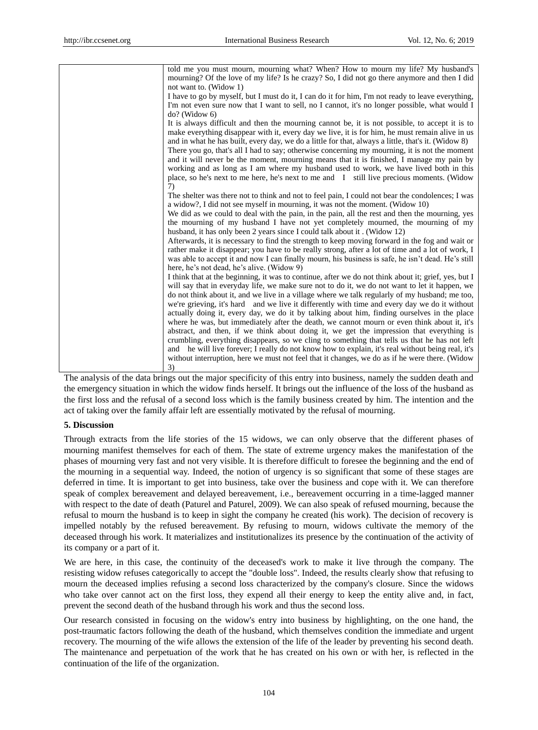| | told me you must mourn, mourning what? When? How to mourn my life? My husband's mourning? Of the love of my life? Is he crazy? So, I did not go there anymore and then I did not want to. (Widow 1)<br>I have to go by myself, but I must do it, I can do it for him, I'm not ready to leave everything, I'm not even sure now that I want to sell, no I cannot, it's no longer possible, what would I do? (Widow 6)<br>It is always difficult and then the mourning cannot be, it is not possible, to accept it is to make everything disappear with it, every day we live, it is for him, he must remain alive in us and in what he has built, every day, we do a little for that, always a little, that's it. (Widow 8)<br>There you go, that's all I had to say; otherwise concerning my mourning, it is not the moment and it will never be the moment, mourning means that it is finished, I manage my pain by working and as long as I am where my husband used to work, we have lived both in this place, so he's next to me here, he's next to me and I still live precious moments. (Widow 7)<br>The shelter was there not to think and not to feel pain, I could not bear the condolences; I was a widow?, I did not see myself in mourning, it was not the moment. (Widow 10)<br>We did as we could to deal with the pain, in the pain, all the rest and then the mourning, yes the mourning of my husband I have not yet completely mourned, the mourning of my husband, it has only been 2 years since I could talk about it . (Widow 12)<br>Afterwards, it is necessary to find the strength to keep moving forward in the fog and wait or rather make it disappear; you have to be really strong, after a lot of time and a lot of work, I was able to accept it and now I can finally mourn, his business is safe, he isn't dead. He's still here, he's not dead, he's alive. (Widow 9)<br>I think that at the beginning, it was to continue, after we do not think about it; grief, yes, but I will say that in everyday life, we make sure not to do it, we do not want to let it happen, we do not think about it, and we live in a village where we talk regularly of my husband; me too, we're grieving, it's hard and we live it differently with time and every day we do it without actually doing it, every day, we do it by talking about him, finding ourselves in the place where he was, but immediately after the death, we cannot mourn or even think about it, it's abstract, and then, if we think about doing it, we get the impression that everything is crumbling, everything disappears, so we cling to something that tells us that he has not left and he will live forever; I really do not know how to explain, it's real without being real, it's without interruption, here we must not feel that it changes, we do as if he were there. (Widow 3) |
|---|---|

The analysis of the data brings out the major specificity of this entry into business, namely the sudden death and the emergency situation in which the widow finds herself. It brings out the influence of the loss of the husband as the first loss and the refusal of a second loss which is the family business created by him. The intention and the act of taking over the family affair left are essentially motivated by the refusal of mourning.

## 5. Discussion

Through extracts from the life stories of the 15 widows, we can only observe that the different phases of mourning manifest themselves for each of them. The state of extreme urgency makes the manifestation of the phases of mourning very fast and not very visible. It is therefore difficult to foresee the beginning and the end of the mourning in a sequential way. Indeed, the notion of urgency is so significant that some of these stages are deferred in time. It is important to get into business, take over the business and cope with it. We can therefore speak of complex bereavement and delayed bereavement, i.e., bereavement occurring in a time-lagged manner with respect to the date of death (Paturel and Paturel, 2009). We can also speak of refused mourning, because the refusal to mourn the husband is to keep in sight the company he created (his work). The decision of recovery is impelled notably by the refused bereavement. By refusing to mourn, widows cultivate the memory of the deceased through his work. It materializes and institutionalizes its presence by the continuation of the activity of its company or a part of it.

We are here, in this case, the continuity of the deceased's work to make it live through the company. The resisting widow refuses categorically to accept the "double loss". Indeed, the results clearly show that refusing to mourn the deceased implies refusing a second loss characterized by the company's closure. Since the widows who take over cannot act on the first loss, they expend all their energy to keep the entity alive and, in fact, prevent the second death of the husband through his work and thus the second loss.

Our research consisted in focusing on the widow's entry into business by highlighting, on the one hand, the post-traumatic factors following the death of the husband, which themselves condition the immediate and urgent recovery. The mourning of the wife allows the extension of the life of the leader by preventing his second death. The maintenance and perpetuation of the work that he has created on his own or with her, is reflected in the continuation of the life of the organization.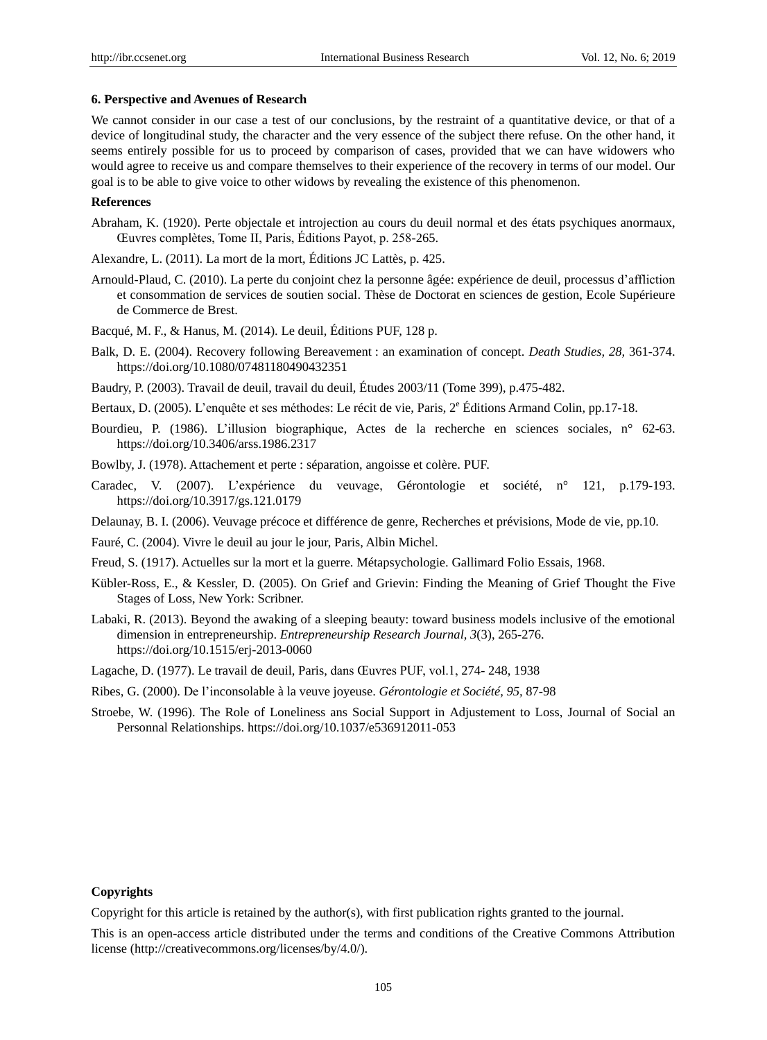### 6. Perspective and Avenues of Research

We cannot consider in our case a test of our conclusions, by the restraint of a quantitative device, or that of a device of longitudinal study, the character and the very essence of the subject there refuse. On the other hand, it seems entirely possible for us to proceed by comparison of cases, provided that we can have widowers who would agree to receive us and compare themselves to their experience of the recovery in terms of our model. Our goal is to be able to give voice to other widows by revealing the existence of this phenomenon.

### References

Abraham, K. (1920). Perte objectale et introjection au cours du deuil normal et des états psychiques anormaux, Œuvres complètes, Tome II, Paris, Éditions Payot, p. 258-265.

Alexandre, L. (2011). La mort de la mort, Éditions JC Lattès, p. 425.

Arnould-Plaud, C. (2010). La perte du conjoint chez la personne âgée: expérience de deuil, processus d'affliction et consommation de services de soutien social. Thèse de Doctorat en sciences de gestion, Ecole Supérieure de Commerce de Brest.

Bacqué, M. F., & Hanus, M. (2014). Le deuil, Éditions PUF, 128 p.

Balk, D. E. (2004). Recovery following Bereavement : an examination of concept. *Death Studies, 28,* 361-374. https://doi.org/10.1080/07481180490432351

Baudry, P. (2003). Travail de deuil, travail du deuil, Études 2003/11 (Tome 399), p.475-482.

Bertaux, D. (2005). L'enquête et ses méthodes: Le récit de vie, Paris, 2e Éditions Armand Colin, pp.17-18.

Bourdieu, P. (1986). L'illusion biographique, Actes de la recherche en sciences sociales, n° 62-63. https://doi.org/10.3406/arss.1986.2317

Bowlby, J. (1978). Attachement et perte : séparation, angoisse et colère. PUF.

Caradec, V. (2007). L'expérience du veuvage, Gérontologie et société, n° 121, p.179-193. https://doi.org/10.3917/gs.121.0179

Delaunay, B. I. (2006). Veuvage précoce et différence de genre, Recherches et prévisions, Mode de vie, pp.10.

Fauré, C. (2004). Vivre le deuil au jour le jour, Paris, Albin Michel.

Freud, S. (1917). Actuelles sur la mort et la guerre. Métapsychologie. Gallimard Folio Essais, 1968.

Kübler-Ross, E., & Kessler, D. (2005). On Grief and Grievin: Finding the Meaning of Grief Thought the Five Stages of Loss, New York: Scribner.

Labaki, R. (2013). Beyond the awaking of a sleeping beauty: toward business models inclusive of the emotional dimension in entrepreneurship. *Entrepreneurship Research Journal, 3*(3), 265-276. https://doi.org/10.1515/erj-2013-0060

Lagache, D. (1977). Le travail de deuil, Paris, dans Œuvres PUF, vol.1, 274- 248, 1938

Ribes, G. (2000). De l'inconsolable à la veuve joyeuse. *Gérontologie et Société, 95,* 87-98

Stroebe, W. (1996). The Role of Loneliness ans Social Support in Adjustement to Loss, Journal of Social an Personnal Relationships. https://doi.org/10.1037/e536912011-053

### Copyrights

Copyright for this article is retained by the author(s), with first publication rights granted to the journal.

This is an open-access article distributed under the terms and conditions of the Creative Commons Attribution license (http://creativecommons.org/licenses/by/4.0/).